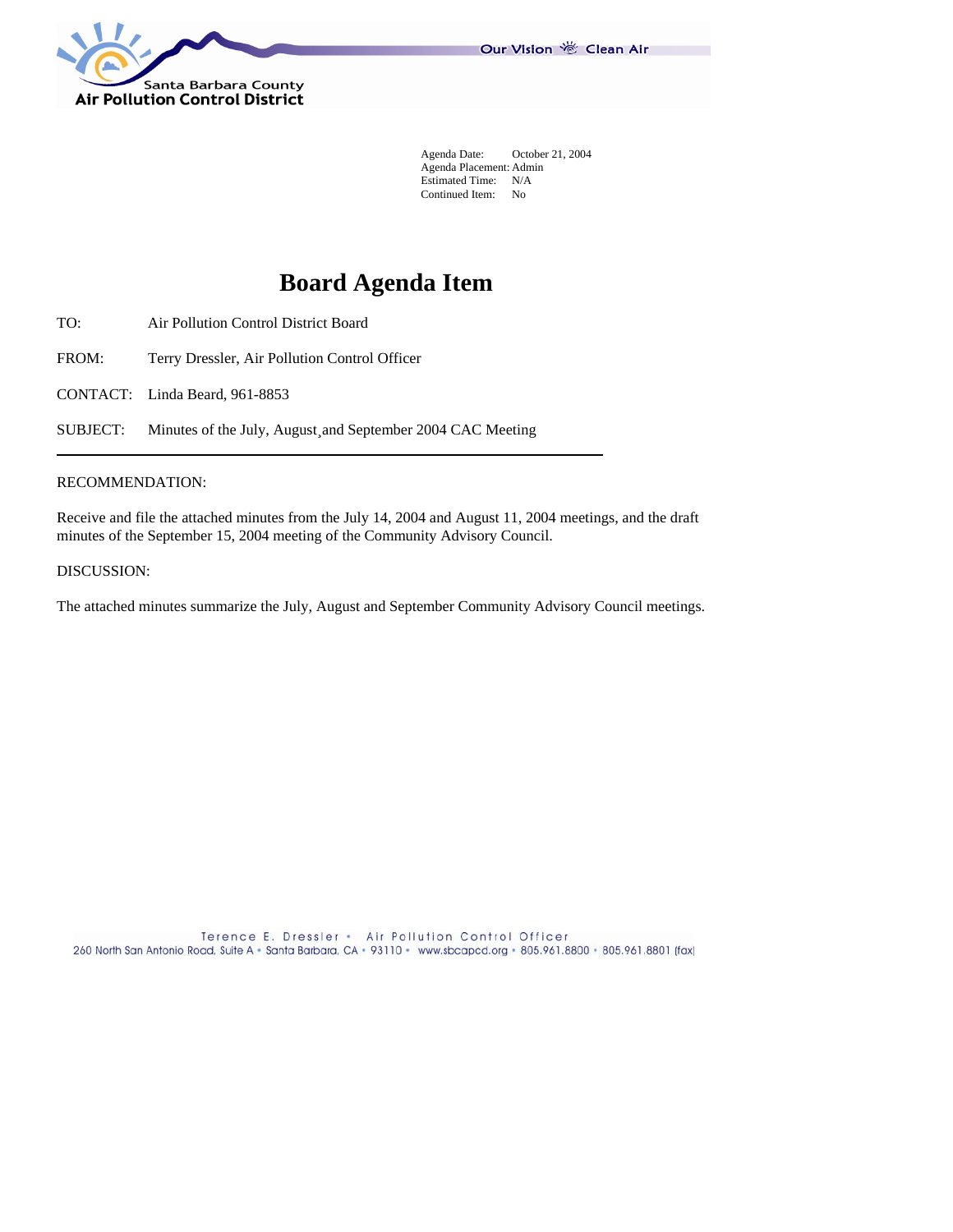Santa Barbara County
Air Pollution Control District

Our Vision Clean Air

Agenda Date: October 21, 2004
Agenda Placement: Admin
Estimated Time: N/A
Continued Item: No

# Board Agenda Item

TO: Air Pollution Control District Board

FROM: Terry Dressler, Air Pollution Control Officer

CONTACT: Linda Beard, 961-8853

SUBJECT: Minutes of the July, August¸and September 2004 CAC Meeting

---

RECOMMENDATION:

Receive and file the attached minutes from the July 14, 2004 and August 11, 2004 meetings, and the draft minutes of the September 15, 2004 meeting of the Community Advisory Council.

DISCUSSION:

The attached minutes summarize the July, August and September Community Advisory Council meetings.

Terence E. Dressler • Air Pollution Control Officer
260 North San Antonio Road, Suite A • Santa Barbara, CA • 93110 • www.sbcapcd.org • 805.961.8800 • 805.961.8801 (fax)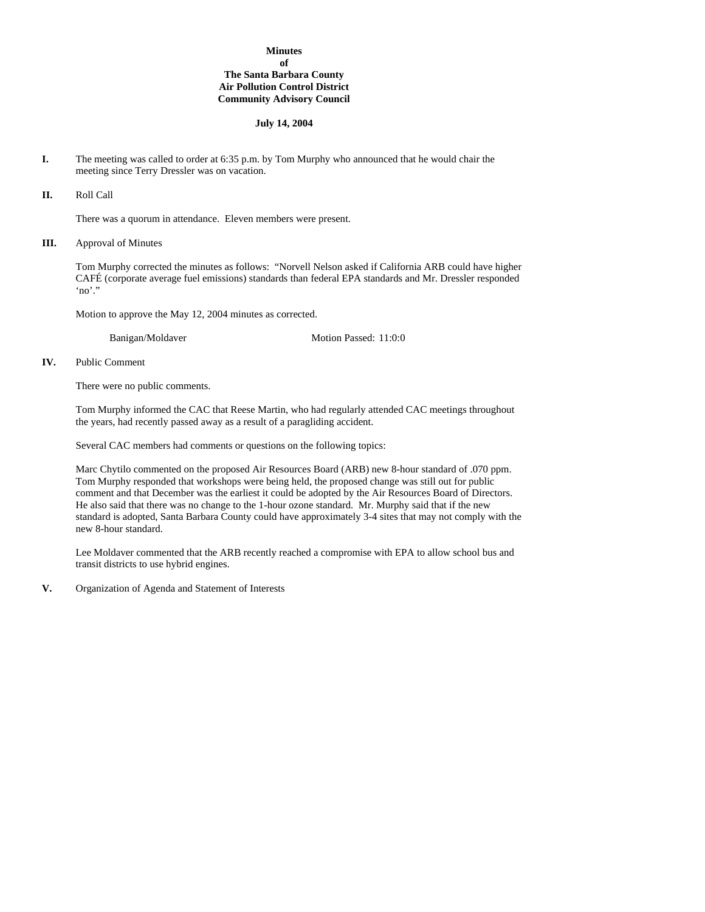**Minutes**
**of**
**The Santa Barbara County**
**Air Pollution Control District**
**Community Advisory Council**

**July 14, 2004**

**I.** The meeting was called to order at 6:35 p.m. by Tom Murphy who announced that he would chair the meeting since Terry Dressler was on vacation.

**II.** Roll Call

There was a quorum in attendance. Eleven members were present.

**III.** Approval of Minutes

Tom Murphy corrected the minutes as follows: "Norvell Nelson asked if California ARB could have higher CAFÉ (corporate average fuel emissions) standards than federal EPA standards and Mr. Dressler responded 'no'."

Motion to approve the May 12, 2004 minutes as corrected.

Banigan/Moldaver Motion Passed: 11:0:0

**IV.** Public Comment

There were no public comments.

Tom Murphy informed the CAC that Reese Martin, who had regularly attended CAC meetings throughout the years, had recently passed away as a result of a paragliding accident.

Several CAC members had comments or questions on the following topics:

Marc Chytilo commented on the proposed Air Resources Board (ARB) new 8-hour standard of .070 ppm. Tom Murphy responded that workshops were being held, the proposed change was still out for public comment and that December was the earliest it could be adopted by the Air Resources Board of Directors. He also said that there was no change to the 1-hour ozone standard. Mr. Murphy said that if the new standard is adopted, Santa Barbara County could have approximately 3-4 sites that may not comply with the new 8-hour standard.

Lee Moldaver commented that the ARB recently reached a compromise with EPA to allow school bus and transit districts to use hybrid engines.

**V.** Organization of Agenda and Statement of Interests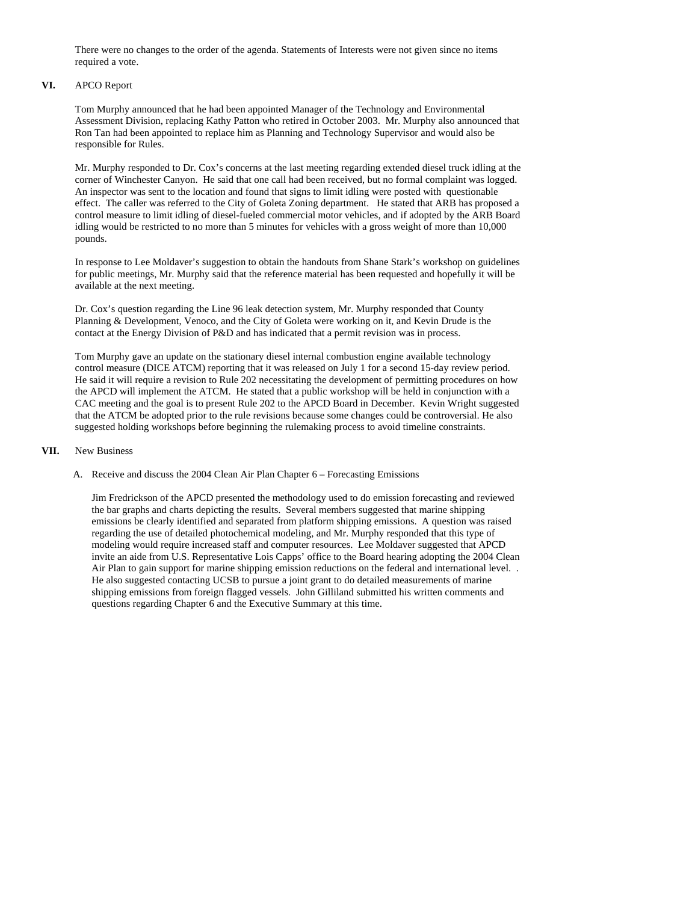There were no changes to the order of the agenda. Statements of Interests were not given since no items required a vote.

**VI.** APCO Report

Tom Murphy announced that he had been appointed Manager of the Technology and Environmental Assessment Division, replacing Kathy Patton who retired in October 2003. Mr. Murphy also announced that Ron Tan had been appointed to replace him as Planning and Technology Supervisor and would also be responsible for Rules.

Mr. Murphy responded to Dr. Cox's concerns at the last meeting regarding extended diesel truck idling at the corner of Winchester Canyon. He said that one call had been received, but no formal complaint was logged. An inspector was sent to the location and found that signs to limit idling were posted with questionable effect. The caller was referred to the City of Goleta Zoning department. He stated that ARB has proposed a control measure to limit idling of diesel-fueled commercial motor vehicles, and if adopted by the ARB Board idling would be restricted to no more than 5 minutes for vehicles with a gross weight of more than 10,000 pounds.

In response to Lee Moldaver's suggestion to obtain the handouts from Shane Stark's workshop on guidelines for public meetings, Mr. Murphy said that the reference material has been requested and hopefully it will be available at the next meeting.

Dr. Cox's question regarding the Line 96 leak detection system, Mr. Murphy responded that County Planning & Development, Venoco, and the City of Goleta were working on it, and Kevin Drude is the contact at the Energy Division of P&D and has indicated that a permit revision was in process.

Tom Murphy gave an update on the stationary diesel internal combustion engine available technology control measure (DICE ATCM) reporting that it was released on July 1 for a second 15-day review period. He said it will require a revision to Rule 202 necessitating the development of permitting procedures on how the APCD will implement the ATCM. He stated that a public workshop will be held in conjunction with a CAC meeting and the goal is to present Rule 202 to the APCD Board in December. Kevin Wright suggested that the ATCM be adopted prior to the rule revisions because some changes could be controversial. He also suggested holding workshops before beginning the rulemaking process to avoid timeline constraints.

**VII.** New Business

A. Receive and discuss the 2004 Clean Air Plan Chapter 6 – Forecasting Emissions

Jim Fredrickson of the APCD presented the methodology used to do emission forecasting and reviewed the bar graphs and charts depicting the results. Several members suggested that marine shipping emissions be clearly identified and separated from platform shipping emissions. A question was raised regarding the use of detailed photochemical modeling, and Mr. Murphy responded that this type of modeling would require increased staff and computer resources. Lee Moldaver suggested that APCD invite an aide from U.S. Representative Lois Capps' office to the Board hearing adopting the 2004 Clean Air Plan to gain support for marine shipping emission reductions on the federal and international level. . He also suggested contacting UCSB to pursue a joint grant to do detailed measurements of marine shipping emissions from foreign flagged vessels. John Gilliland submitted his written comments and questions regarding Chapter 6 and the Executive Summary at this time.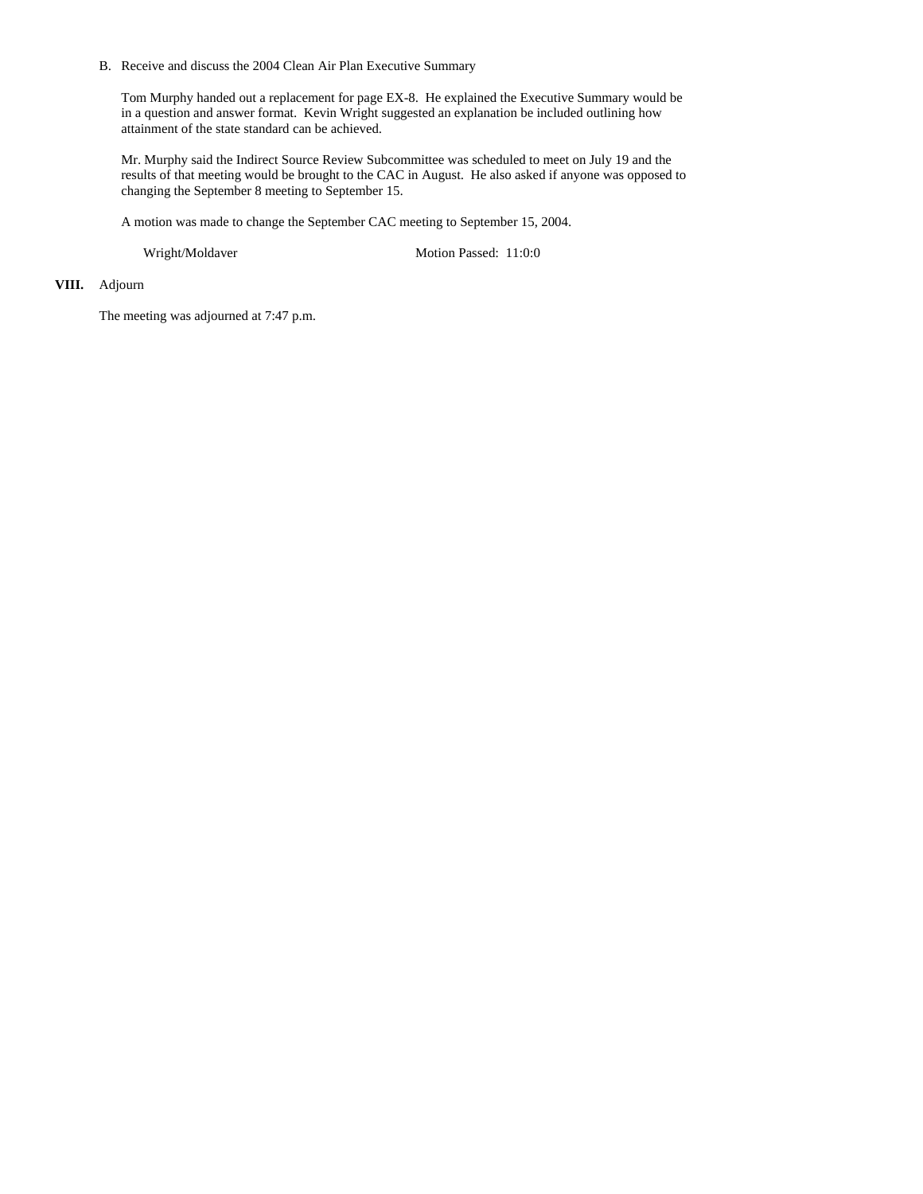B. Receive and discuss the 2004 Clean Air Plan Executive Summary

Tom Murphy handed out a replacement for page EX-8. He explained the Executive Summary would be in a question and answer format. Kevin Wright suggested an explanation be included outlining how attainment of the state standard can be achieved.

Mr. Murphy said the Indirect Source Review Subcommittee was scheduled to meet on July 19 and the results of that meeting would be brought to the CAC in August. He also asked if anyone was opposed to changing the September 8 meeting to September 15.

A motion was made to change the September CAC meeting to September 15, 2004.

Wright/Moldaver — Motion Passed: 11:0:0

**VIII.** Adjourn

The meeting was adjourned at 7:47 p.m.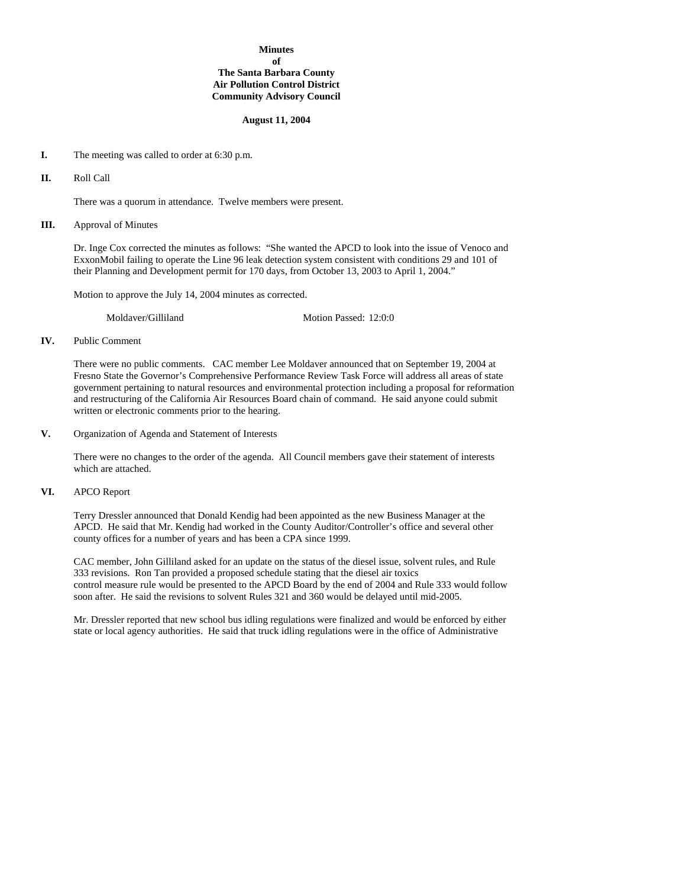**Minutes**
**of**
**The Santa Barbara County**
**Air Pollution Control District**
**Community Advisory Council**

**August 11, 2004**

**I.** The meeting was called to order at 6:30 p.m.

**II.** Roll Call

There was a quorum in attendance. Twelve members were present.

**III.** Approval of Minutes

Dr. Inge Cox corrected the minutes as follows: "She wanted the APCD to look into the issue of Venoco and ExxonMobil failing to operate the Line 96 leak detection system consistent with conditions 29 and 101 of their Planning and Development permit for 170 days, from October 13, 2003 to April 1, 2004."

Motion to approve the July 14, 2004 minutes as corrected.

Moldaver/Gilliland Motion Passed: 12:0:0

**IV.** Public Comment

There were no public comments. CAC member Lee Moldaver announced that on September 19, 2004 at Fresno State the Governor's Comprehensive Performance Review Task Force will address all areas of state government pertaining to natural resources and environmental protection including a proposal for reformation and restructuring of the California Air Resources Board chain of command. He said anyone could submit written or electronic comments prior to the hearing.

**V.** Organization of Agenda and Statement of Interests

There were no changes to the order of the agenda. All Council members gave their statement of interests which are attached.

**VI.** APCO Report

Terry Dressler announced that Donald Kendig had been appointed as the new Business Manager at the APCD. He said that Mr. Kendig had worked in the County Auditor/Controller's office and several other county offices for a number of years and has been a CPA since 1999.

CAC member, John Gilliland asked for an update on the status of the diesel issue, solvent rules, and Rule 333 revisions. Ron Tan provided a proposed schedule stating that the diesel air toxics control measure rule would be presented to the APCD Board by the end of 2004 and Rule 333 would follow soon after. He said the revisions to solvent Rules 321 and 360 would be delayed until mid-2005.

Mr. Dressler reported that new school bus idling regulations were finalized and would be enforced by either state or local agency authorities. He said that truck idling regulations were in the office of Administrative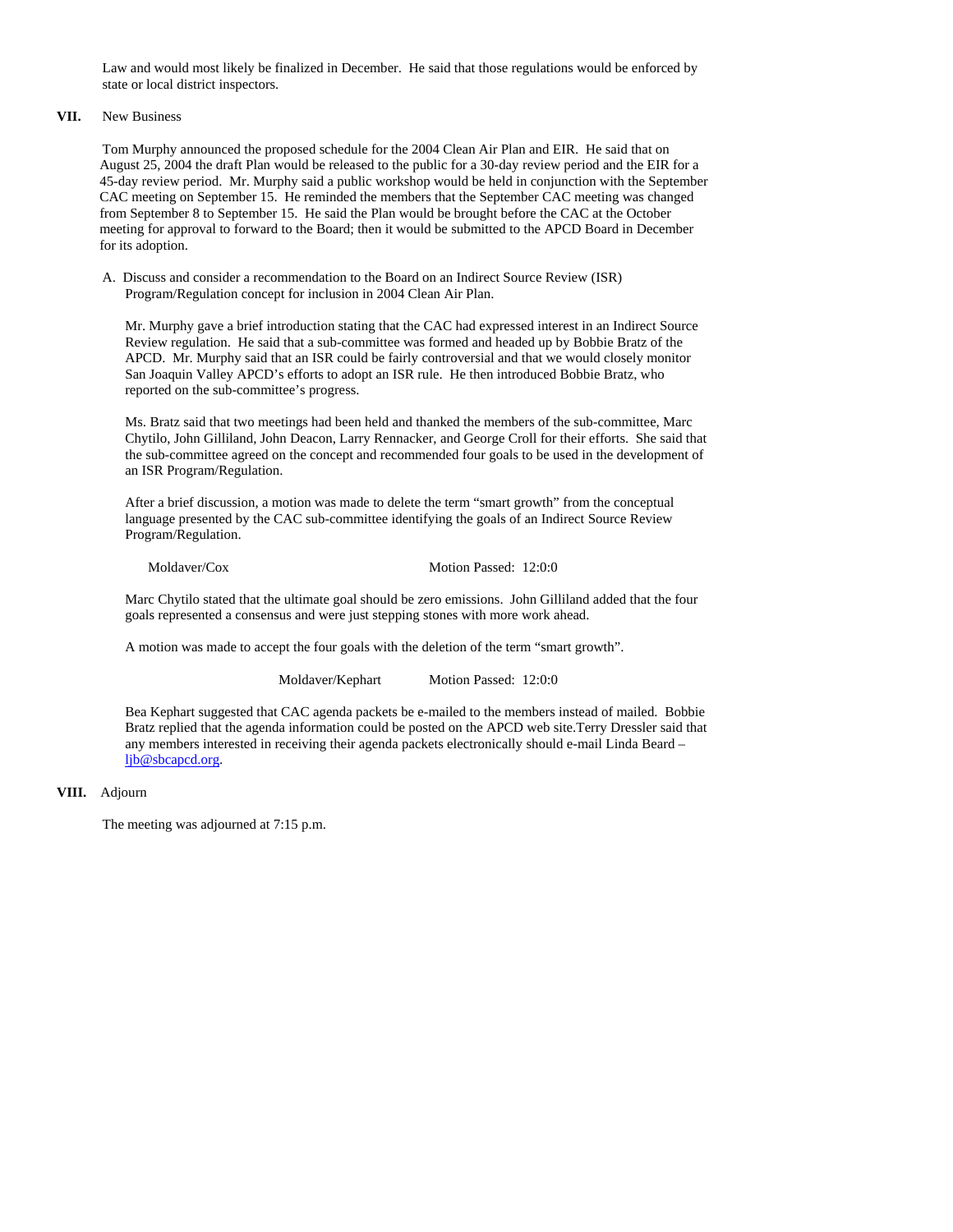Law and would most likely be finalized in December. He said that those regulations would be enforced by state or local district inspectors.

**VII.** New Business

Tom Murphy announced the proposed schedule for the 2004 Clean Air Plan and EIR. He said that on August 25, 2004 the draft Plan would be released to the public for a 30-day review period and the EIR for a 45-day review period. Mr. Murphy said a public workshop would be held in conjunction with the September CAC meeting on September 15. He reminded the members that the September CAC meeting was changed from September 8 to September 15. He said the Plan would be brought before the CAC at the October meeting for approval to forward to the Board; then it would be submitted to the APCD Board in December for its adoption.

A. Discuss and consider a recommendation to the Board on an Indirect Source Review (ISR) Program/Regulation concept for inclusion in 2004 Clean Air Plan.

Mr. Murphy gave a brief introduction stating that the CAC had expressed interest in an Indirect Source Review regulation. He said that a sub-committee was formed and headed up by Bobbie Bratz of the APCD. Mr. Murphy said that an ISR could be fairly controversial and that we would closely monitor San Joaquin Valley APCD's efforts to adopt an ISR rule. He then introduced Bobbie Bratz, who reported on the sub-committee's progress.

Ms. Bratz said that two meetings had been held and thanked the members of the sub-committee, Marc Chytilo, John Gilliland, John Deacon, Larry Rennacker, and George Croll for their efforts. She said that the sub-committee agreed on the concept and recommended four goals to be used in the development of an ISR Program/Regulation.

After a brief discussion, a motion was made to delete the term "smart growth" from the conceptual language presented by the CAC sub-committee identifying the goals of an Indirect Source Review Program/Regulation.

Moldaver/Cox Motion Passed: 12:0:0

Marc Chytilo stated that the ultimate goal should be zero emissions. John Gilliland added that the four goals represented a consensus and were just stepping stones with more work ahead.

A motion was made to accept the four goals with the deletion of the term "smart growth".

Moldaver/Kephart Motion Passed: 12:0:0

Bea Kephart suggested that CAC agenda packets be e-mailed to the members instead of mailed. Bobbie Bratz replied that the agenda information could be posted on the APCD web site.Terry Dressler said that any members interested in receiving their agenda packets electronically should e-mail Linda Beard – ljb@sbcapcd.org.

**VIII.** Adjourn

The meeting was adjourned at 7:15 p.m.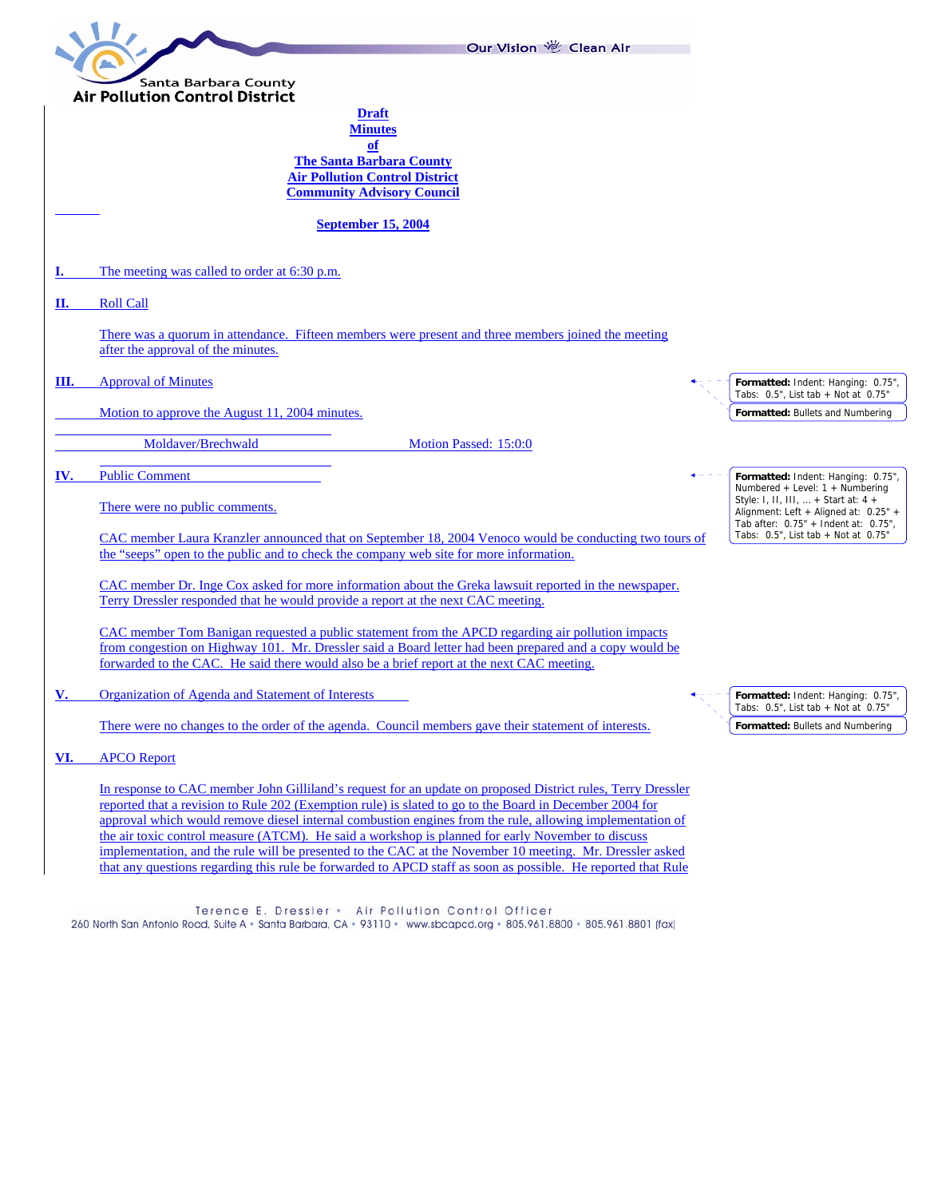Santa Barbara County Air Pollution Control District

Our Vision Clean Air

**Draft**
**Minutes**
**of**
**The Santa Barbara County**
**Air Pollution Control District**
**Community Advisory Council**

**September 15, 2004**

**I.** The meeting was called to order at 6:30 p.m.

**II.** Roll Call

There was a quorum in attendance. Fifteen members were present and three members joined the meeting after the approval of the minutes.

**III.** Approval of Minutes

Motion to approve the August 11, 2004 minutes.

Moldaver/Brechwald — Motion Passed: 15:0:0

**IV.** Public Comment

There were no public comments.

CAC member Laura Kranzler announced that on September 18, 2004 Venoco would be conducting two tours of the "seeps" open to the public and to check the company web site for more information.

CAC member Dr. Inge Cox asked for more information about the Greka lawsuit reported in the newspaper. Terry Dressler responded that he would provide a report at the next CAC meeting.

CAC member Tom Banigan requested a public statement from the APCD regarding air pollution impacts from congestion on Highway 101. Mr. Dressler said a Board letter had been prepared and a copy would be forwarded to the CAC. He said there would also be a brief report at the next CAC meeting.

**V.** Organization of Agenda and Statement of Interests

There were no changes to the order of the agenda. Council members gave their statement of interests.

**VI.** APCO Report

In response to CAC member John Gilliland's request for an update on proposed District rules, Terry Dressler reported that a revision to Rule 202 (Exemption rule) is slated to go to the Board in December 2004 for approval which would remove diesel internal combustion engines from the rule, allowing implementation of the air toxic control measure (ATCM). He said a workshop is planned for early November to discuss implementation, and the rule will be presented to the CAC at the November 10 meeting. Mr. Dressler asked that any questions regarding this rule be forwarded to APCD staff as soon as possible. He reported that Rule

Terence E. Dressler • Air Pollution Control Officer
260 North San Antonio Road, Suite A • Santa Barbara, CA • 93110 • www.sbcapcd.org • 805.961.8800 • 805.961.8801 (fax)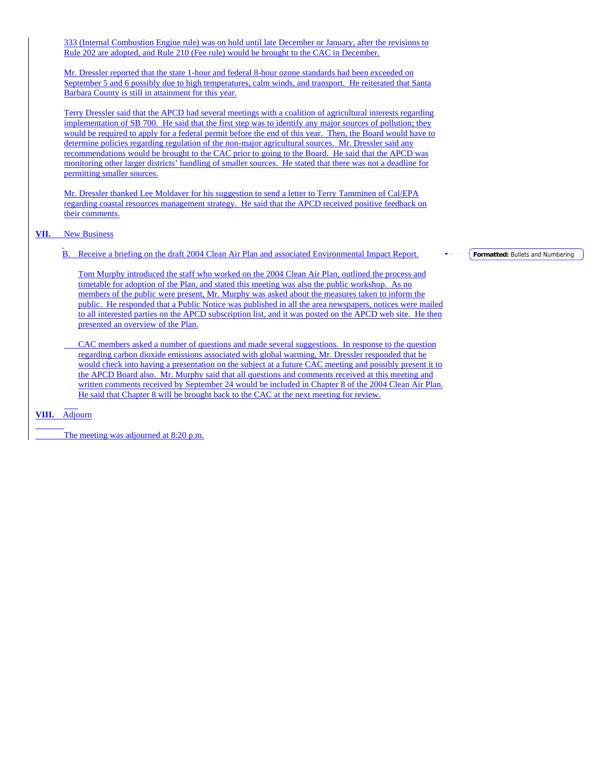333 (Internal Combustion Engine rule) was on hold until late December or January, after the revisions to Rule 202 are adopted, and Rule 210 (Fee rule) would be brought to the CAC in December.

Mr. Dressler reported that the state 1-hour and federal 8-hour ozone standards had been exceeded on September 5 and 6 possibly due to high temperatures, calm winds, and transport. He reiterated that Santa Barbara County is still in attainment for this year.

Terry Dressler said that the APCD had several meetings with a coalition of agricultural interests regarding implementation of SB 700. He said that the first step was to identify any major sources of pollution; they would be required to apply for a federal permit before the end of this year. Then, the Board would have to determine policies regarding regulation of the non-major agricultural sources. Mr. Dressler said any recommendations would be brought to the CAC prior to going to the Board. He said that the APCD was monitoring other larger districts' handling of smaller sources. He stated that there was not a deadline for permitting smaller sources.

Mr. Dressler thanked Lee Moldaver for his suggestion to send a letter to Terry Tamminen of Cal/EPA regarding coastal resources management strategy. He said that the APCD received positive feedback on their comments.

**VII.** New Business

B. Receive a briefing on the draft 2004 Clean Air Plan and associated Environmental Impact Report.

Formatted: Bullets and Numbering

Tom Murphy introduced the staff who worked on the 2004 Clean Air Plan, outlined the process and timetable for adoption of the Plan, and stated this meeting was also the public workshop. As no members of the public were present, Mr. Murphy was asked about the measures taken to inform the public. He responded that a Public Notice was published in all the area newspapers, notices were mailed to all interested parties on the APCD subscription list, and it was posted on the APCD web site. He then presented an overview of the Plan.

CAC members asked a number of questions and made several suggestions. In response to the question regarding carbon dioxide emissions associated with global warming, Mr. Dressler responded that he would check into having a presentation on the subject at a future CAC meeting and possibly present it to the APCD Board also. Mr. Murphy said that all questions and comments received at this meeting and written comments received by September 24 would be included in Chapter 8 of the 2004 Clean Air Plan. He said that Chapter 8 will be brought back to the CAC at the next meeting for review.

**VIII.** Adjourn

The meeting was adjourned at 8:20 p.m.